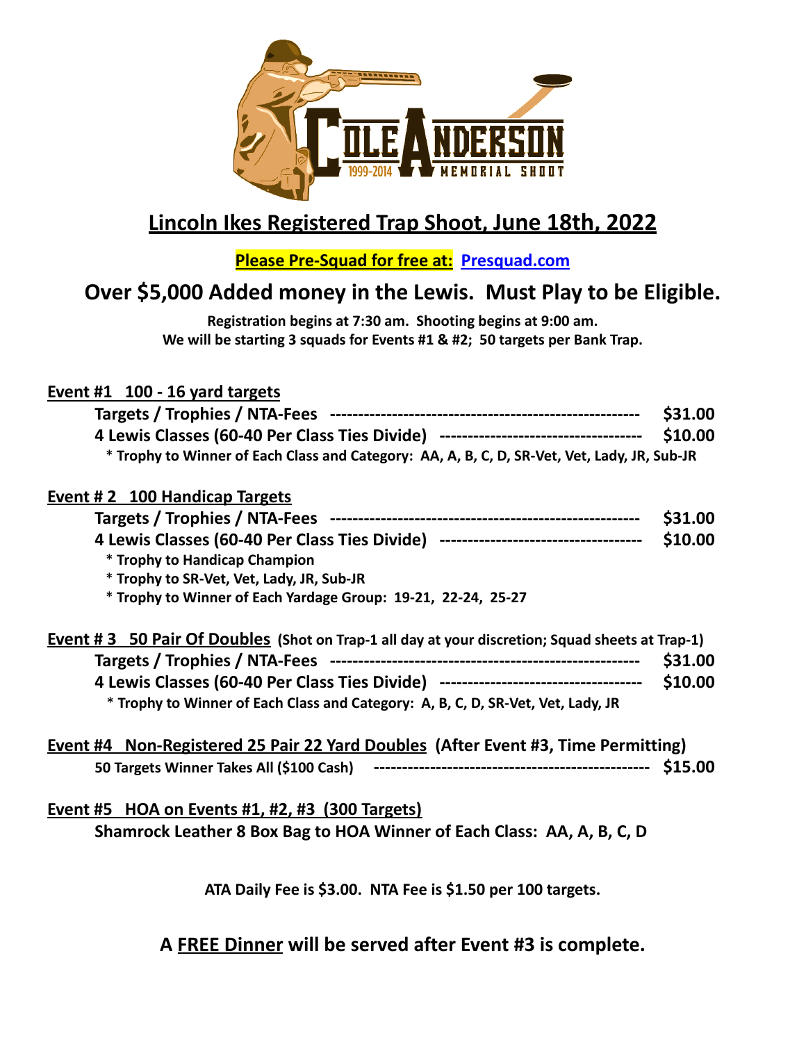# Lincoln Ikes Registered Trap Shoot, June 18th, 2022

**Please Pre-Squad for free at: [Presquad.com](Presquad.com)**

## Over $5,000 Added money in the Lewis. Must Play to be Eligible.

**Registration begins at 7:30 am. Shooting begins at 9:00 am.**
**We will be starting 3 squads for Events #1 & #2; 50 targets per Bank Trap.**

### Event #1 100 - 16 yard targets

**Targets / Trophies / NTA-Fees ------------------------------------------------------ $31.00**
**4 Lewis Classes (60-40 Per Class Ties Divide) ----------------------------------- $10.00**

* **Trophy to Winner of Each Class and Category: AA, A, B, C, D, SR-Vet, Vet, Lady, JR, Sub-JR**

### Event # 2 100 Handicap Targets

**Targets / Trophies / NTA-Fees ------------------------------------------------------ $31.00**
**4 Lewis Classes (60-40 Per Class Ties Divide) ----------------------------------- $10.00**

* **Trophy to Handicap Champion**
* **Trophy to SR-Vet, Vet, Lady, JR, Sub-JR**
* **Trophy to Winner of Each Yardage Group: 19-21, 22-24, 25-27**

### Event # 3 50 Pair Of Doubles (Shot on Trap-1 all day at your discretion; Squad sheets at Trap-1)

**Targets / Trophies / NTA-Fees ------------------------------------------------------ $31.00**
**4 Lewis Classes (60-40 Per Class Ties Divide) ----------------------------------- $10.00**

* **Trophy to Winner of Each Class and Category: A, B, C, D, SR-Vet, Vet, Lady, JR**

### Event #4 Non-Registered 25 Pair 22 Yard Doubles (After Event #3, Time Permitting)

**50 Targets Winner Takes All ($100 Cash) ------------------------------------------------ $15.00**

### Event #5 HOA on Events #1, #2, #3 (300 Targets)

**Shamrock Leather 8 Box Bag to HOA Winner of Each Class: AA, A, B, C, D**

**ATA Daily Fee is $3.00. NTA Fee is $1.50 per 100 targets.**

## A FREE Dinner will be served after Event #3 is complete.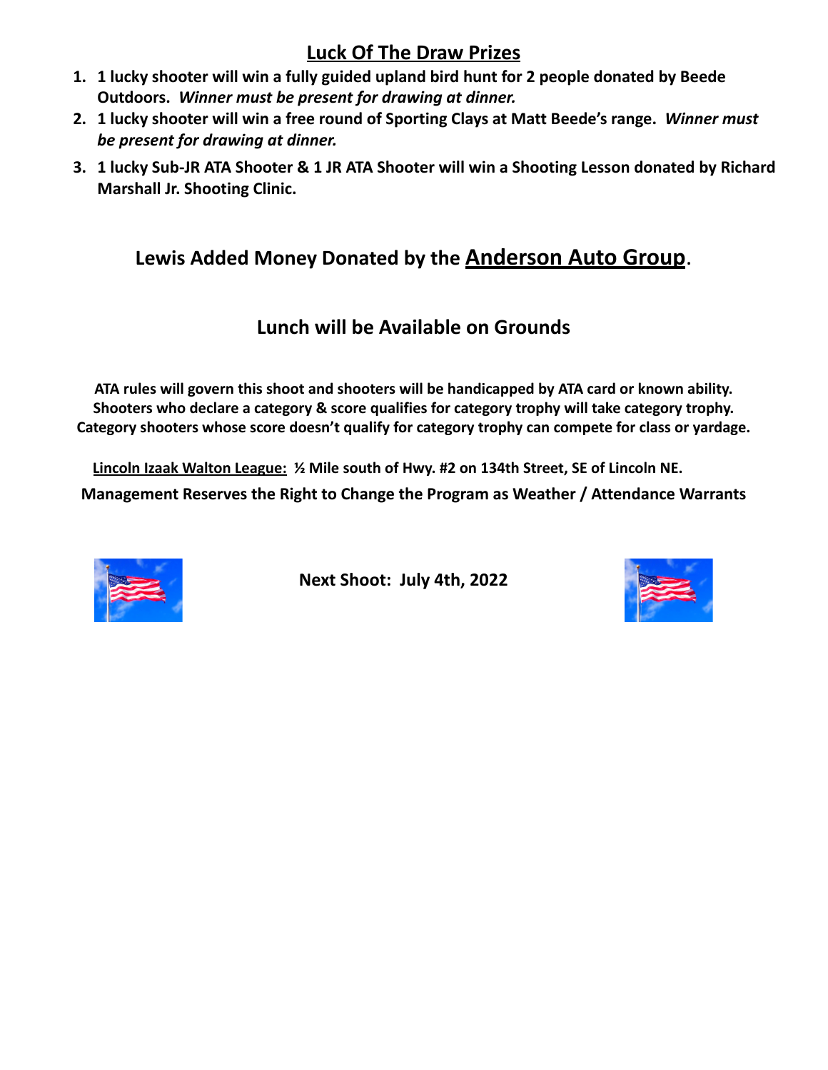## Luck Of The Draw Prizes

1. **1 lucky shooter will win a fully guided upland bird hunt for 2 people donated by Beede Outdoors.** ***Winner must be present for drawing at dinner.***
2. **1 lucky shooter will win a free round of Sporting Clays at Matt Beede's range.** ***Winner must be present for drawing at dinner.***
3. **1 lucky Sub-JR ATA Shooter & 1 JR ATA Shooter will win a Shooting Lesson donated by Richard Marshall Jr. Shooting Clinic.**

### Lewis Added Money Donated by the Anderson Auto Group.

### Lunch will be Available on Grounds

**ATA rules will govern this shoot and shooters will be handicapped by ATA card or known ability. Shooters who declare a category & score qualifies for category trophy will take category trophy. Category shooters whose score doesn't qualify for category trophy can compete for class or yardage.**

**Lincoln Izaak Walton League: ½ Mile south of Hwy. #2 on 134th Street, SE of Lincoln NE.**

**Management Reserves the Right to Change the Program as Weather / Attendance Warrants**

**Next Shoot: July 4th, 2022**